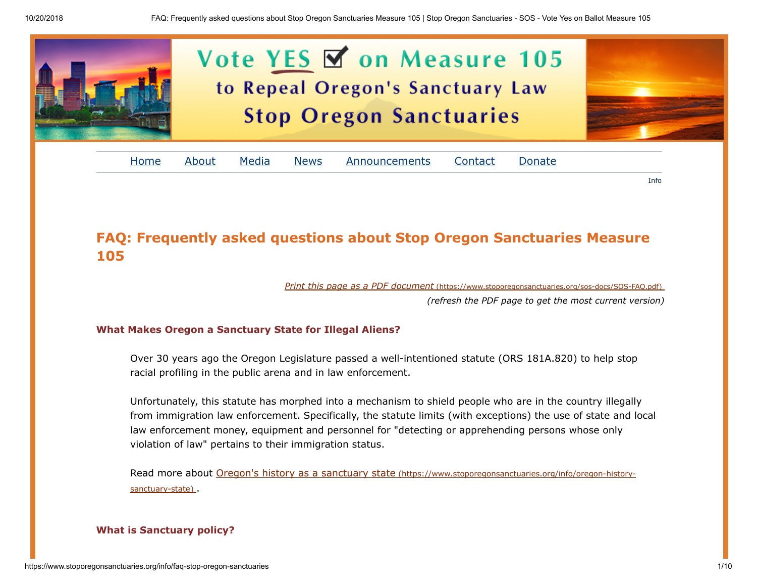Vote YES on Measure 105

to Repeal Oregon's Sanctuary Law

Stop Oregon Sanctuaries

Home About Media News Announcements Contact Donate

Info

# FAQ: Frequently asked questions about Stop Oregon Sanctuaries Measure 105

*Print this page as a PDF document* (https://www.stoporegonsanctuaries.org/sos-docs/SOS-FAQ.pdf)

*(refresh the PDF page to get the most current version)*

### What Makes Oregon a Sanctuary State for Illegal Aliens?

Over 30 years ago the Oregon Legislature passed a well-intentioned statute (ORS 181A.820) to help stop racial profiling in the public arena and in law enforcement.

Unfortunately, this statute has morphed into a mechanism to shield people who are in the country illegally from immigration law enforcement. Specifically, the statute limits (with exceptions) the use of state and local law enforcement money, equipment and personnel for "detecting or apprehending persons whose only violation of law" pertains to their immigration status.

Read more about Oregon's history as a sanctuary state (https://www.stoporegonsanctuaries.org/info/oregon-history-sanctuary-state) .

### What is Sanctuary policy?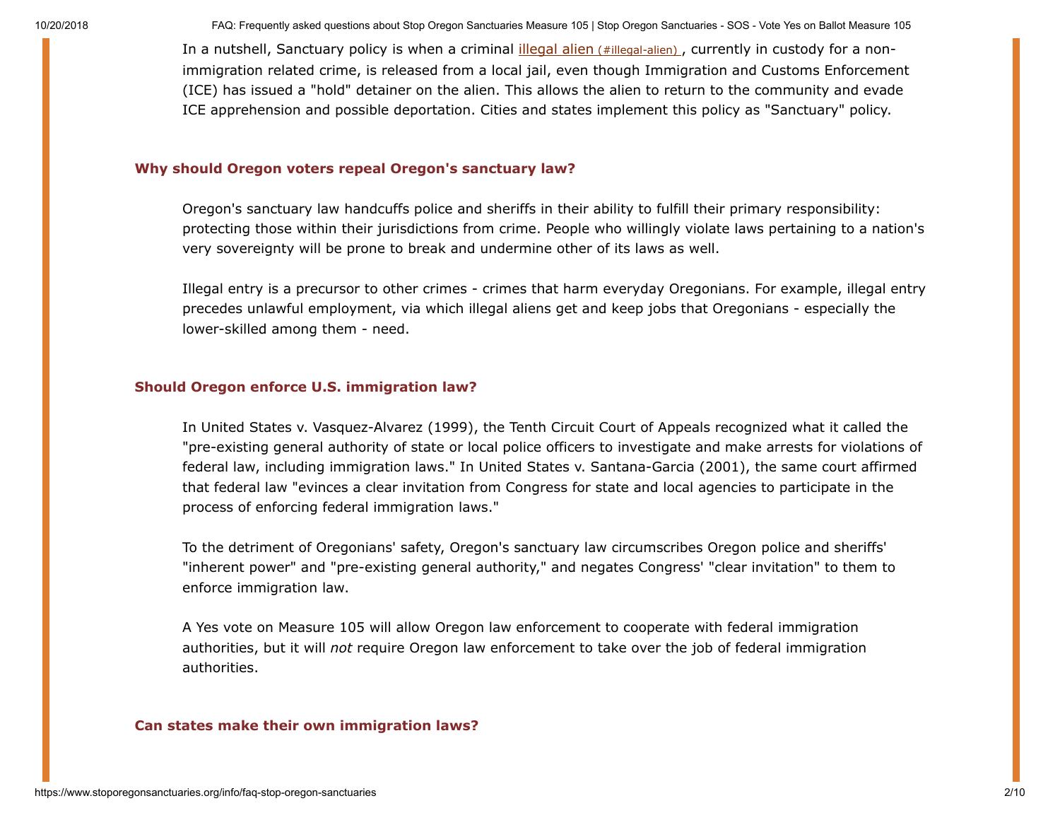In a nutshell, Sanctuary policy is when a criminal illegal alien (#illegal-alien) , currently in custody for a non-immigration related crime, is released from a local jail, even though Immigration and Customs Enforcement (ICE) has issued a "hold" detainer on the alien. This allows the alien to return to the community and evade ICE apprehension and possible deportation. Cities and states implement this policy as "Sanctuary" policy.

### Why should Oregon voters repeal Oregon's sanctuary law?

Oregon's sanctuary law handcuffs police and sheriffs in their ability to fulfill their primary responsibility: protecting those within their jurisdictions from crime. People who willingly violate laws pertaining to a nation's very sovereignty will be prone to break and undermine other of its laws as well.

Illegal entry is a precursor to other crimes - crimes that harm everyday Oregonians. For example, illegal entry precedes unlawful employment, via which illegal aliens get and keep jobs that Oregonians - especially the lower-skilled among them - need.

### Should Oregon enforce U.S. immigration law?

In United States v. Vasquez-Alvarez (1999), the Tenth Circuit Court of Appeals recognized what it called the "pre-existing general authority of state or local police officers to investigate and make arrests for violations of federal law, including immigration laws." In United States v. Santana-Garcia (2001), the same court affirmed that federal law "evinces a clear invitation from Congress for state and local agencies to participate in the process of enforcing federal immigration laws."

To the detriment of Oregonians' safety, Oregon's sanctuary law circumscribes Oregon police and sheriffs' "inherent power" and "pre-existing general authority," and negates Congress' "clear invitation" to them to enforce immigration law.

A Yes vote on Measure 105 will allow Oregon law enforcement to cooperate with federal immigration authorities, but it will *not* require Oregon law enforcement to take over the job of federal immigration authorities.

### Can states make their own immigration laws?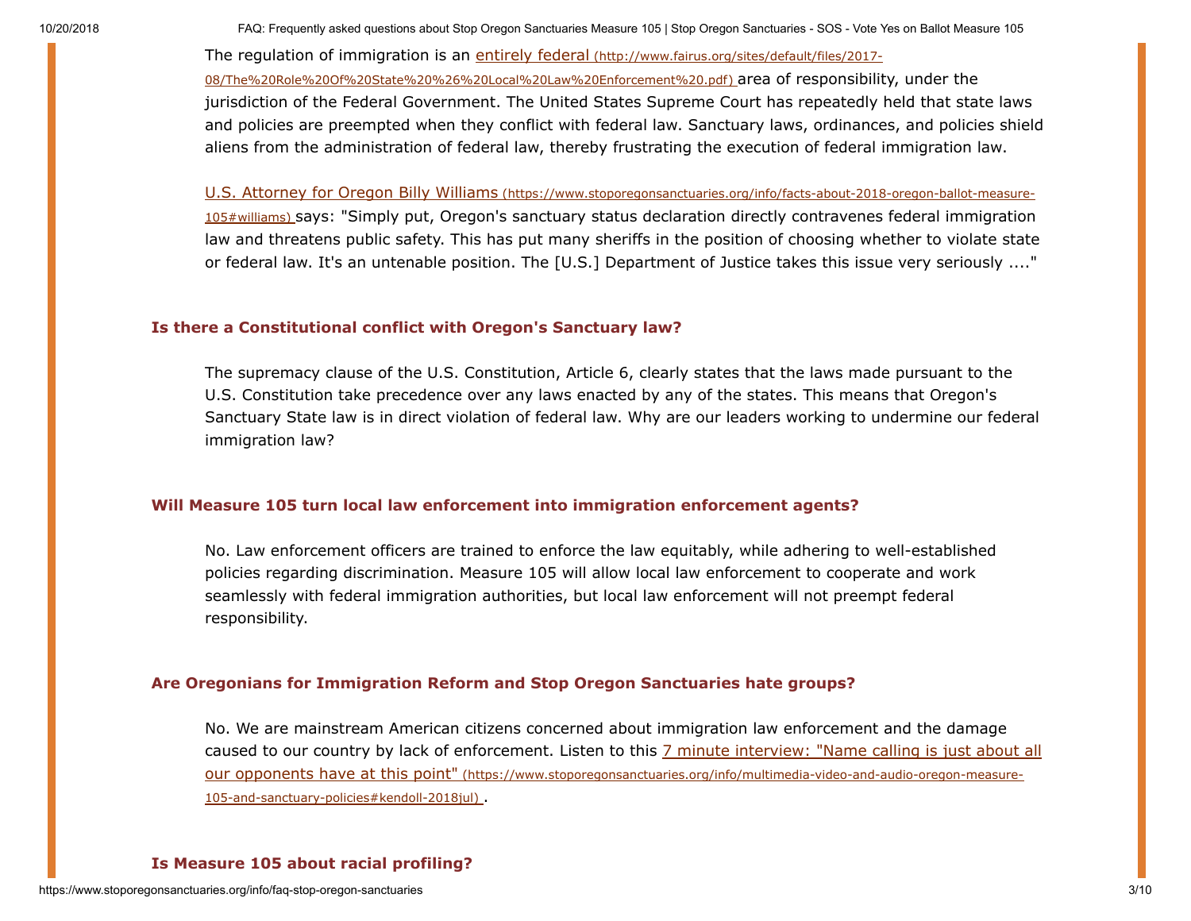The regulation of immigration is an [entirely federal](http://www.fairus.org/sites/default/files/2017-08/The%20Role%20Of%20State%20%26%20Local%20Law%20Enforcement%20.pdf) area of responsibility, under the jurisdiction of the Federal Government. The United States Supreme Court has repeatedly held that state laws and policies are preempted when they conflict with federal law. Sanctuary laws, ordinances, and policies shield aliens from the administration of federal law, thereby frustrating the execution of federal immigration law.

[U.S. Attorney for Oregon Billy Williams](https://www.stoporegonsanctuaries.org/info/facts-about-2018-oregon-ballot-measure-105#williams) says: "Simply put, Oregon's sanctuary status declaration directly contravenes federal immigration law and threatens public safety. This has put many sheriffs in the position of choosing whether to violate state or federal law. It's an untenable position. The [U.S.] Department of Justice takes this issue very seriously ...."

### Is there a Constitutional conflict with Oregon's Sanctuary law?

The supremacy clause of the U.S. Constitution, Article 6, clearly states that the laws made pursuant to the U.S. Constitution take precedence over any laws enacted by any of the states. This means that Oregon's Sanctuary State law is in direct violation of federal law. Why are our leaders working to undermine our federal immigration law?

### Will Measure 105 turn local law enforcement into immigration enforcement agents?

No. Law enforcement officers are trained to enforce the law equitably, while adhering to well-established policies regarding discrimination. Measure 105 will allow local law enforcement to cooperate and work seamlessly with federal immigration authorities, but local law enforcement will not preempt federal responsibility.

### Are Oregonians for Immigration Reform and Stop Oregon Sanctuaries hate groups?

No. We are mainstream American citizens concerned about immigration law enforcement and the damage caused to our country by lack of enforcement. Listen to this [7 minute interview: "Name calling is just about all our opponents have at this point"](https://www.stoporegonsanctuaries.org/info/multimedia-video-and-audio-oregon-measure-105-and-sanctuary-policies#kendoll-2018jul) .

### Is Measure 105 about racial profiling?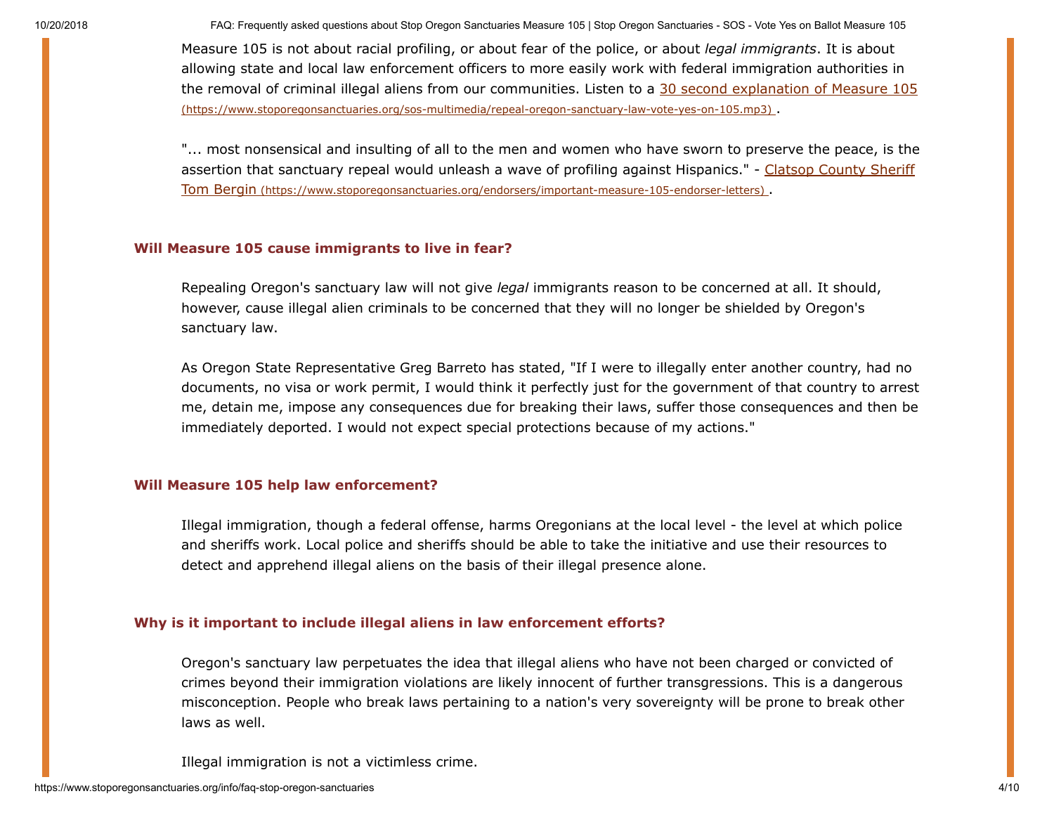Measure 105 is not about racial profiling, or about fear of the police, or about *legal immigrants*. It is about allowing state and local law enforcement officers to more easily work with federal immigration authorities in the removal of criminal illegal aliens from our communities. Listen to a [30 second explanation of Measure 105 (https://www.stoporegonsanctuaries.org/sos-multimedia/repeal-oregon-sanctuary-law-vote-yes-on-105.mp3)](https://www.stoporegonsanctuaries.org/sos-multimedia/repeal-oregon-sanctuary-law-vote-yes-on-105.mp3).

"... most nonsensical and insulting of all to the men and women who have sworn to preserve the peace, is the assertion that sanctuary repeal would unleash a wave of profiling against Hispanics." - [Clatsop County Sheriff Tom Bergin (https://www.stoporegonsanctuaries.org/endorsers/important-measure-105-endorser-letters)](https://www.stoporegonsanctuaries.org/endorsers/important-measure-105-endorser-letters).

### Will Measure 105 cause immigrants to live in fear?

Repealing Oregon's sanctuary law will not give *legal* immigrants reason to be concerned at all. It should, however, cause illegal alien criminals to be concerned that they will no longer be shielded by Oregon's sanctuary law.

As Oregon State Representative Greg Barreto has stated, "If I were to illegally enter another country, had no documents, no visa or work permit, I would think it perfectly just for the government of that country to arrest me, detain me, impose any consequences due for breaking their laws, suffer those consequences and then be immediately deported. I would not expect special protections because of my actions."

### Will Measure 105 help law enforcement?

Illegal immigration, though a federal offense, harms Oregonians at the local level - the level at which police and sheriffs work. Local police and sheriffs should be able to take the initiative and use their resources to detect and apprehend illegal aliens on the basis of their illegal presence alone.

### Why is it important to include illegal aliens in law enforcement efforts?

Oregon's sanctuary law perpetuates the idea that illegal aliens who have not been charged or convicted of crimes beyond their immigration violations are likely innocent of further transgressions. This is a dangerous misconception. People who break laws pertaining to a nation's very sovereignty will be prone to break other laws as well.

Illegal immigration is not a victimless crime.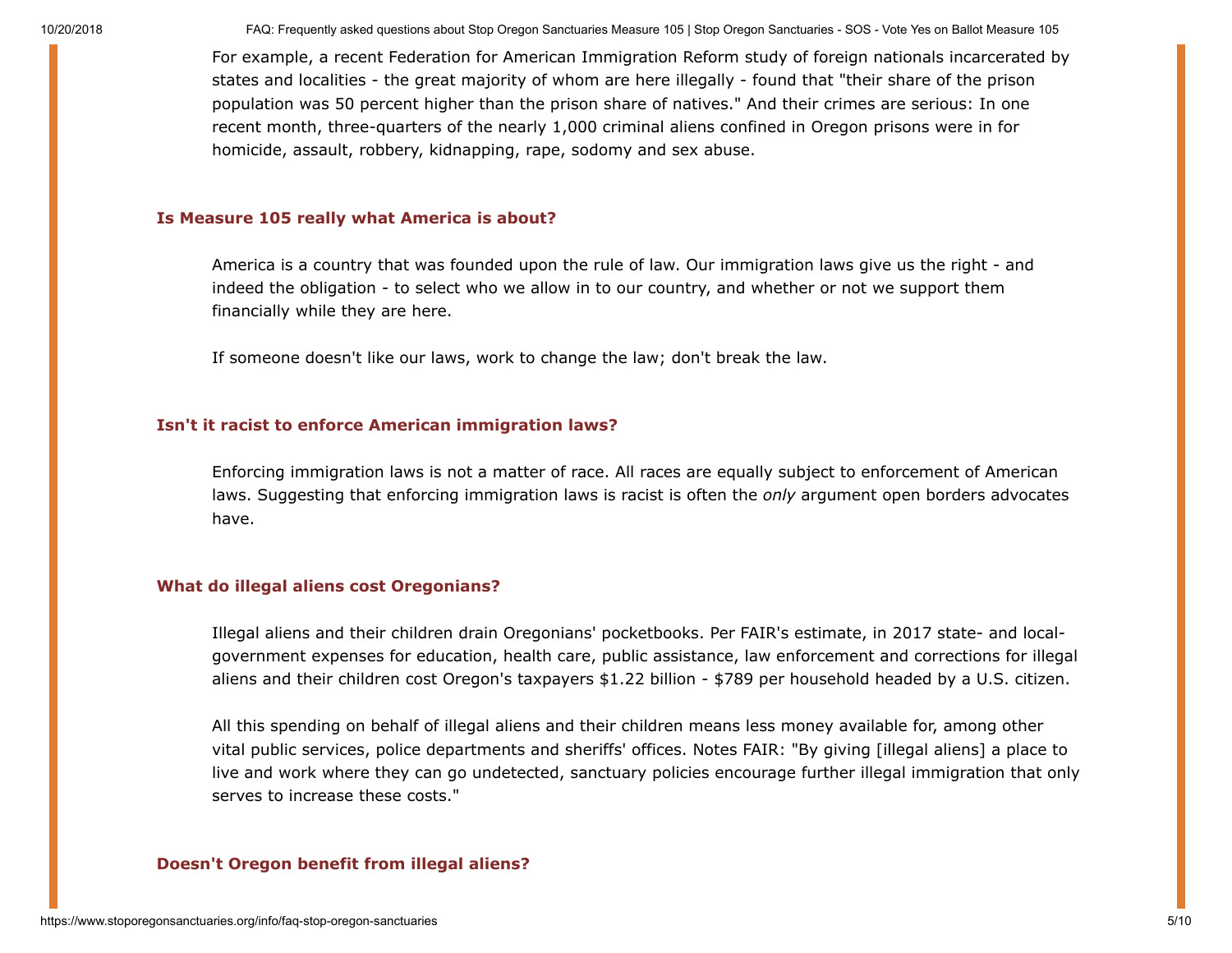For example, a recent Federation for American Immigration Reform study of foreign nationals incarcerated by states and localities - the great majority of whom are here illegally - found that "their share of the prison population was 50 percent higher than the prison share of natives." And their crimes are serious: In one recent month, three-quarters of the nearly 1,000 criminal aliens confined in Oregon prisons were in for homicide, assault, robbery, kidnapping, rape, sodomy and sex abuse.

### Is Measure 105 really what America is about?

America is a country that was founded upon the rule of law. Our immigration laws give us the right - and indeed the obligation - to select who we allow in to our country, and whether or not we support them financially while they are here.

If someone doesn't like our laws, work to change the law; don't break the law.

### Isn't it racist to enforce American immigration laws?

Enforcing immigration laws is not a matter of race. All races are equally subject to enforcement of American laws. Suggesting that enforcing immigration laws is racist is often the *only* argument open borders advocates have.

### What do illegal aliens cost Oregonians?

Illegal aliens and their children drain Oregonians' pocketbooks. Per FAIR's estimate, in 2017 state- and local-government expenses for education, health care, public assistance, law enforcement and corrections for illegal aliens and their children cost Oregon's taxpayers $1.22 billion - $789 per household headed by a U.S. citizen.

All this spending on behalf of illegal aliens and their children means less money available for, among other vital public services, police departments and sheriffs' offices. Notes FAIR: "By giving [illegal aliens] a place to live and work where they can go undetected, sanctuary policies encourage further illegal immigration that only serves to increase these costs."

### Doesn't Oregon benefit from illegal aliens?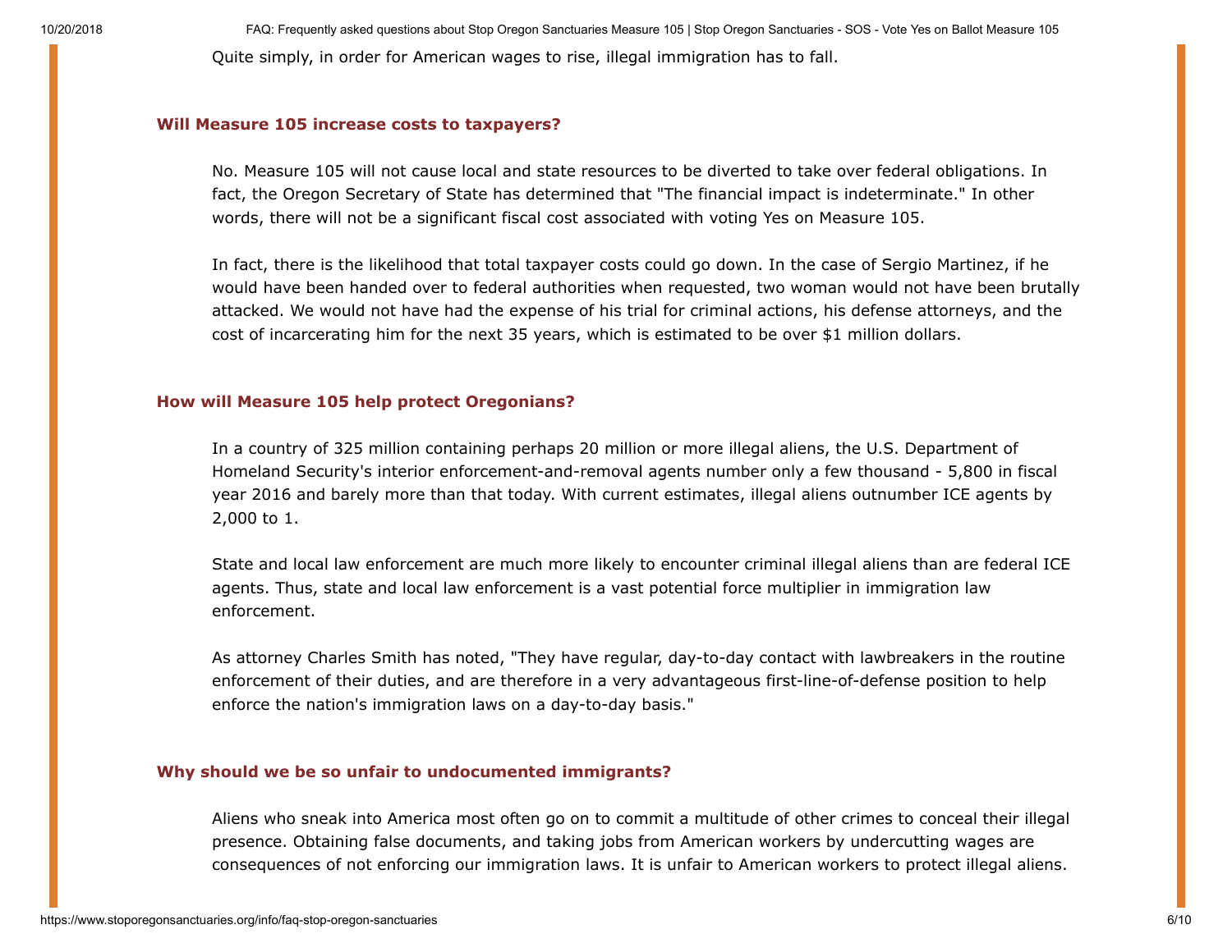Quite simply, in order for American wages to rise, illegal immigration has to fall.

### Will Measure 105 increase costs to taxpayers?

No. Measure 105 will not cause local and state resources to be diverted to take over federal obligations. In fact, the Oregon Secretary of State has determined that "The financial impact is indeterminate." In other words, there will not be a significant fiscal cost associated with voting Yes on Measure 105.

In fact, there is the likelihood that total taxpayer costs could go down. In the case of Sergio Martinez, if he would have been handed over to federal authorities when requested, two woman would not have been brutally attacked. We would not have had the expense of his trial for criminal actions, his defense attorneys, and the cost of incarcerating him for the next 35 years, which is estimated to be over $1 million dollars.

### How will Measure 105 help protect Oregonians?

In a country of 325 million containing perhaps 20 million or more illegal aliens, the U.S. Department of Homeland Security's interior enforcement-and-removal agents number only a few thousand - 5,800 in fiscal year 2016 and barely more than that today. With current estimates, illegal aliens outnumber ICE agents by 2,000 to 1.

State and local law enforcement are much more likely to encounter criminal illegal aliens than are federal ICE agents. Thus, state and local law enforcement is a vast potential force multiplier in immigration law enforcement.

As attorney Charles Smith has noted, "They have regular, day-to-day contact with lawbreakers in the routine enforcement of their duties, and are therefore in a very advantageous first-line-of-defense position to help enforce the nation's immigration laws on a day-to-day basis."

### Why should we be so unfair to undocumented immigrants?

Aliens who sneak into America most often go on to commit a multitude of other crimes to conceal their illegal presence. Obtaining false documents, and taking jobs from American workers by undercutting wages are consequences of not enforcing our immigration laws. It is unfair to American workers to protect illegal aliens.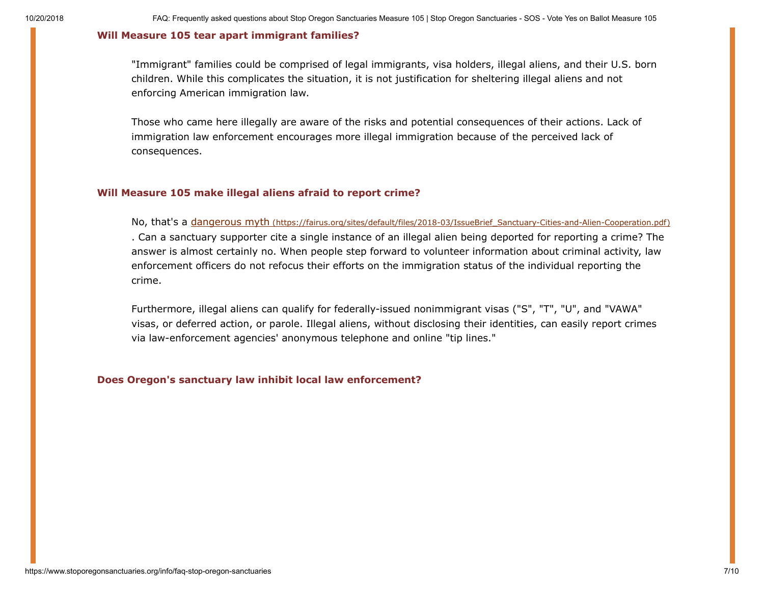### Will Measure 105 tear apart immigrant families?

"Immigrant" families could be comprised of legal immigrants, visa holders, illegal aliens, and their U.S. born children. While this complicates the situation, it is not justification for sheltering illegal aliens and not enforcing American immigration law.

Those who came here illegally are aware of the risks and potential consequences of their actions. Lack of immigration law enforcement encourages more illegal immigration because of the perceived lack of consequences.

### Will Measure 105 make illegal aliens afraid to report crime?

No, that's a [dangerous myth](https://fairus.org/sites/default/files/2018-03/IssueBrief_Sanctuary-Cities-and-Alien-Cooperation.pdf) (https://fairus.org/sites/default/files/2018-03/IssueBrief_Sanctuary-Cities-and-Alien-Cooperation.pdf). Can a sanctuary supporter cite a single instance of an illegal alien being deported for reporting a crime? The answer is almost certainly no. When people step forward to volunteer information about criminal activity, law enforcement officers do not refocus their efforts on the immigration status of the individual reporting the crime.

Furthermore, illegal aliens can qualify for federally-issued nonimmigrant visas ("S", "T", "U", and "VAWA" visas, or deferred action, or parole. Illegal aliens, without disclosing their identities, can easily report crimes via law-enforcement agencies' anonymous telephone and online "tip lines."

### Does Oregon's sanctuary law inhibit local law enforcement?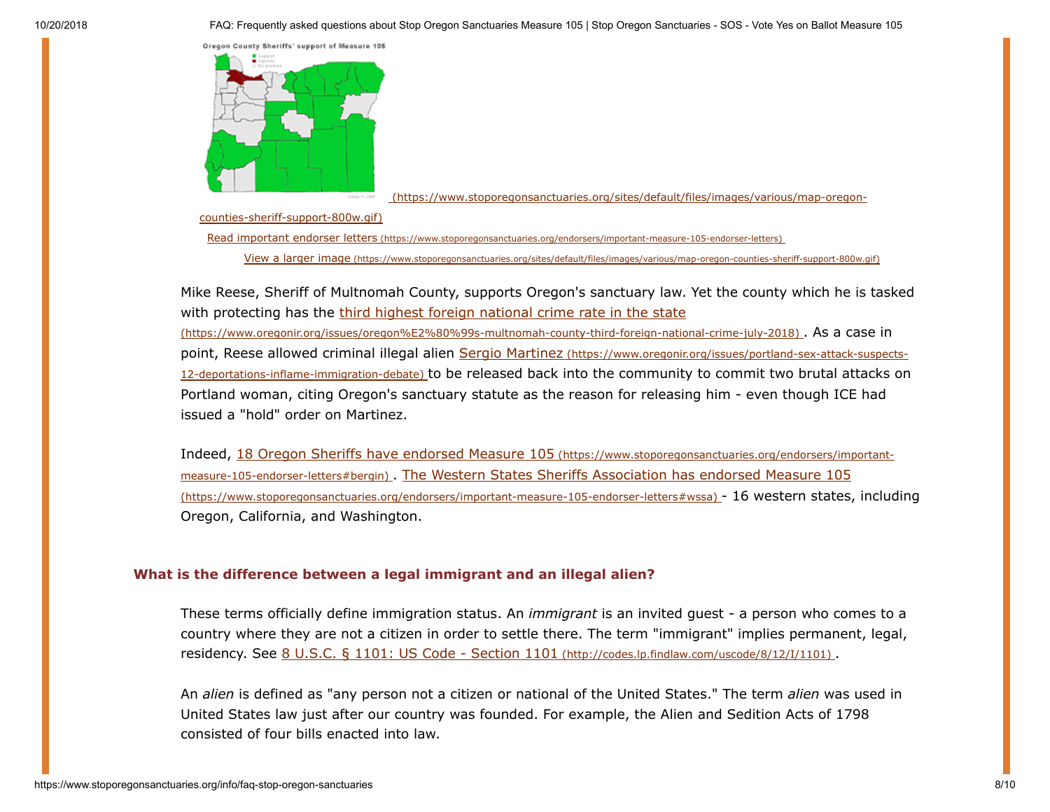Oregon County Sheriffs' support of Measure 105

(https://www.stoporegonsanctuaries.org/sites/default/files/images/various/map-oregon-counties-sheriff-support-800w.gif)

[Read important endorser letters (https://www.stoporegonsanctuaries.org/endorsers/important-measure-105-endorser-letters)](https://www.stoporegonsanctuaries.org/endorsers/important-measure-105-endorser-letters)

[View a larger image (https://www.stoporegonsanctuaries.org/sites/default/files/images/various/map-oregon-counties-sheriff-support-800w.gif)](https://www.stoporegonsanctuaries.org/sites/default/files/images/various/map-oregon-counties-sheriff-support-800w.gif)

Mike Reese, Sheriff of Multnomah County, supports Oregon's sanctuary law. Yet the county which he is tasked with protecting has the [third highest foreign national crime rate in the state (https://www.oregonir.org/issues/oregon%E2%80%99s-multnomah-county-third-foreign-national-crime-july-2018)](https://www.oregonir.org/issues/oregon%E2%80%99s-multnomah-county-third-foreign-national-crime-july-2018). As a case in point, Reese allowed criminal illegal alien [Sergio Martinez (https://www.oregonir.org/issues/portland-sex-attack-suspects-12-deportations-inflame-immigration-debate)](https://www.oregonir.org/issues/portland-sex-attack-suspects-12-deportations-inflame-immigration-debate) to be released back into the community to commit two brutal attacks on Portland woman, citing Oregon's sanctuary statute as the reason for releasing him - even though ICE had issued a "hold" order on Martinez.

Indeed, [18 Oregon Sheriffs have endorsed Measure 105 (https://www.stoporegonsanctuaries.org/endorsers/important-measure-105-endorser-letters#bergin)](https://www.stoporegonsanctuaries.org/endorsers/important-measure-105-endorser-letters#bergin). [The Western States Sheriffs Association has endorsed Measure 105 (https://www.stoporegonsanctuaries.org/endorsers/important-measure-105-endorser-letters#wssa)](https://www.stoporegonsanctuaries.org/endorsers/important-measure-105-endorser-letters#wssa) - 16 western states, including Oregon, California, and Washington.

### What is the difference between a legal immigrant and an illegal alien?

These terms officially define immigration status. An *immigrant* is an invited guest - a person who comes to a country where they are not a citizen in order to settle there. The term "immigrant" implies permanent, legal, residency. See [8 U.S.C. § 1101: US Code - Section 1101 (http://codes.lp.findlaw.com/uscode/8/12/I/1101)](http://codes.lp.findlaw.com/uscode/8/12/I/1101).

An *alien* is defined as "any person not a citizen or national of the United States." The term *alien* was used in United States law just after our country was founded. For example, the Alien and Sedition Acts of 1798 consisted of four bills enacted into law.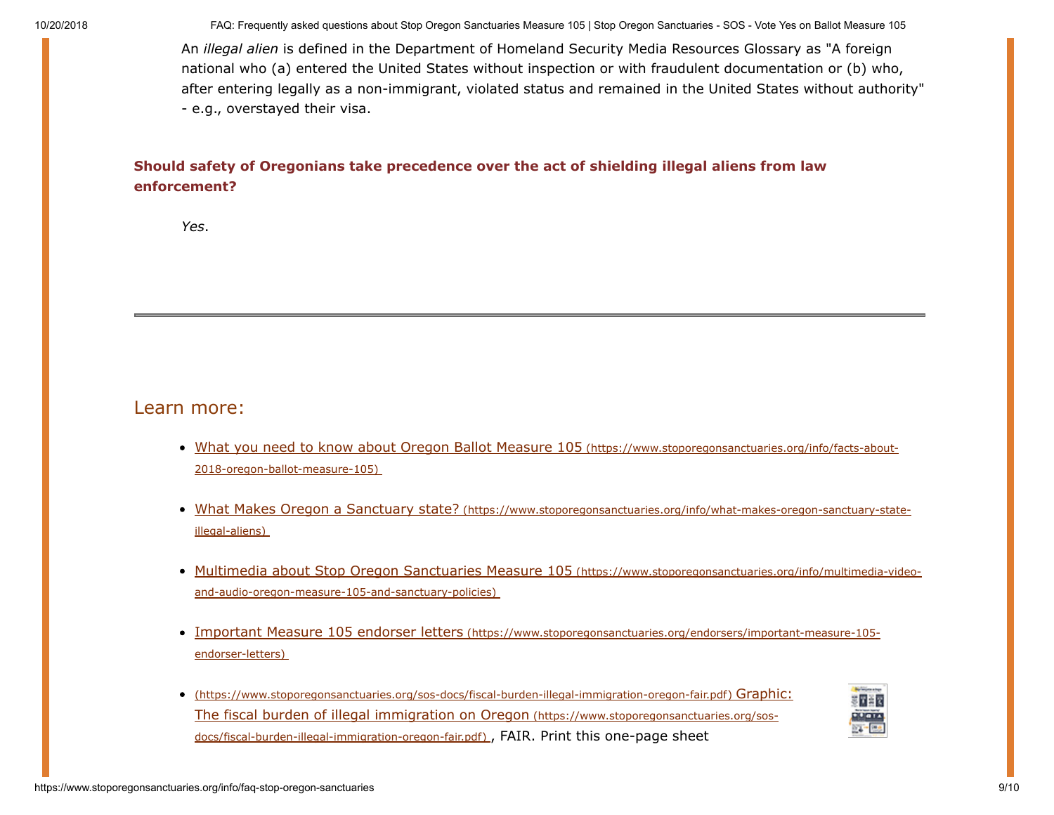An *illegal alien* is defined in the Department of Homeland Security Media Resources Glossary as "A foreign national who (a) entered the United States without inspection or with fraudulent documentation or (b) who, after entering legally as a non-immigrant, violated status and remained in the United States without authority" - e.g., overstayed their visa.

**Should safety of Oregonians take precedence over the act of shielding illegal aliens from law enforcement?**

*Yes*.

---

## Learn more:

- What you need to know about Oregon Ballot Measure 105 (https://www.stoporegonsanctuaries.org/info/facts-about-2018-oregon-ballot-measure-105)
- What Makes Oregon a Sanctuary state? (https://www.stoporegonsanctuaries.org/info/what-makes-oregon-sanctuary-state-illegal-aliens)
- Multimedia about Stop Oregon Sanctuaries Measure 105 (https://www.stoporegonsanctuaries.org/info/multimedia-video-and-audio-oregon-measure-105-and-sanctuary-policies)
- Important Measure 105 endorser letters (https://www.stoporegonsanctuaries.org/endorsers/important-measure-105-endorser-letters)
- (https://www.stoporegonsanctuaries.org/sos-docs/fiscal-burden-illegal-immigration-oregon-fair.pdf) Graphic: The fiscal burden of illegal immigration on Oregon (https://www.stoporegonsanctuaries.org/sos-docs/fiscal-burden-illegal-immigration-oregon-fair.pdf) , FAIR. Print this one-page sheet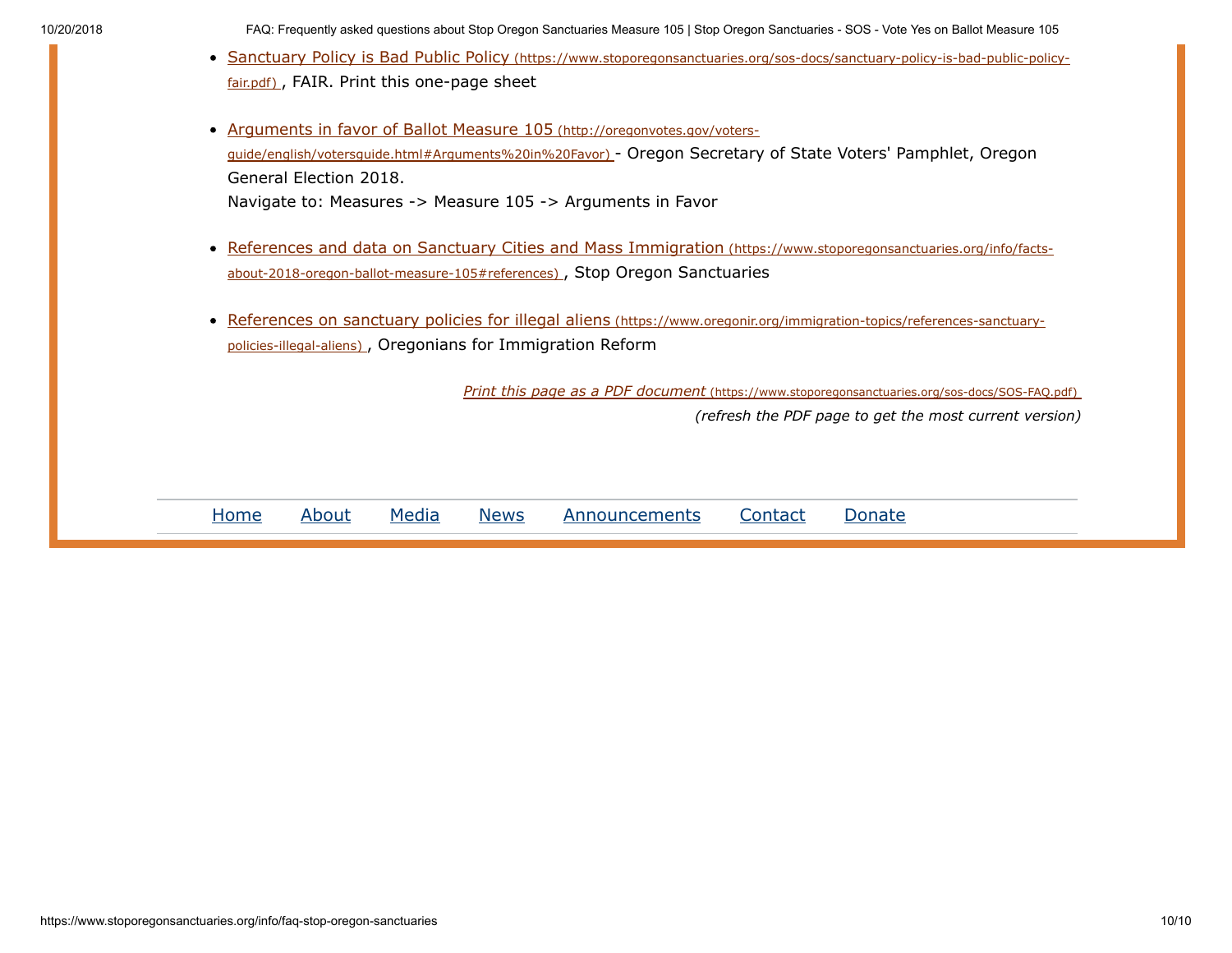- [Sanctuary Policy is Bad Public Policy](https://www.stoporegonsanctuaries.org/sos-docs/sanctuary-policy-is-bad-public-policy-fair.pdf) (https://www.stoporegonsanctuaries.org/sos-docs/sanctuary-policy-is-bad-public-policy-fair.pdf), FAIR. Print this one-page sheet

- [Arguments in favor of Ballot Measure 105](http://oregonvotes.gov/voters-guide/english/votersguide.html#Arguments%20in%20Favor) (http://oregonvotes.gov/voters-guide/english/votersguide.html#Arguments%20in%20Favor) - Oregon Secretary of State Voters' Pamphlet, Oregon General Election 2018.
  Navigate to: Measures -> Measure 105 -> Arguments in Favor

- [References and data on Sanctuary Cities and Mass Immigration](https://www.stoporegonsanctuaries.org/info/facts-about-2018-oregon-ballot-measure-105#references) (https://www.stoporegonsanctuaries.org/info/facts-about-2018-oregon-ballot-measure-105#references), Stop Oregon Sanctuaries

- [References on sanctuary policies for illegal aliens](https://www.oregonir.org/immigration-topics/references-sanctuary-policies-illegal-aliens) (https://www.oregonir.org/immigration-topics/references-sanctuary-policies-illegal-aliens), Oregonians for Immigration Reform

*[Print this page as a PDF document](https://www.stoporegonsanctuaries.org/sos-docs/SOS-FAQ.pdf) (https://www.stoporegonsanctuaries.org/sos-docs/SOS-FAQ.pdf)*

*(refresh the PDF page to get the most current version)*

Home About Media News Announcements Contact Donate